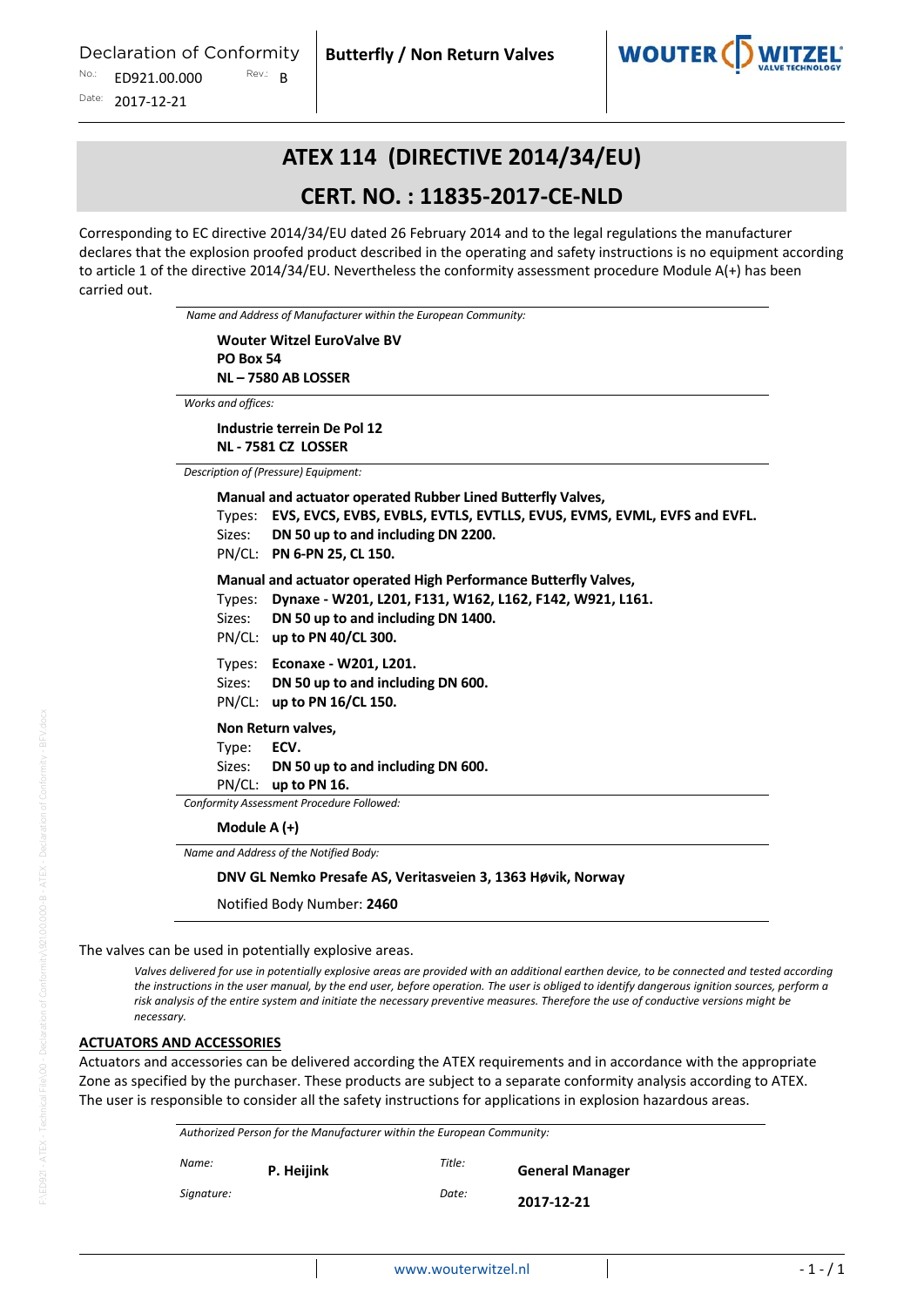Declaration of Conformity

No.: ED921.00.000 Rev.: B

Date: 2017-12-21

**Butterfly / Non Return Valves**

# ATEX 114 (DIRECTIVE 2014/34/EU)

# CERT. NO. : 11835-2017-CE-NLD

Corresponding to EC directive 2014/34/EU dated 26 February 2014 and to the legal regulations the manufacturer declares that the explosion proofed product described in the operating and safety instructions is no equipment according to article 1 of the directive 2014/34/EU. Nevertheless the conformity assessment procedure Module A(+) has been carried out.

*Name and Address of Manufacturer within the European Community:*

**Wouter Witzel EuroValve BV**
**PO Box 54**
**NL – 7580 AB LOSSER**

*Works and offices:*

**Industrie terrein De Pol 12**
**NL - 7581 CZ LOSSER**

*Description of (Pressure) Equipment:*

**Manual and actuator operated Rubber Lined Butterfly Valves,**
Types: **EVS, EVCS, EVBS, EVBLS, EVTLS, EVTLLS, EVUS, EVMS, EVML, EVFS and EVFL.**
Sizes: **DN 50 up to and including DN 2200.**
PN/CL: **PN 6-PN 25, CL 150.**

**Manual and actuator operated High Performance Butterfly Valves,**
Types: **Dynaxe - W201, L201, F131, W162, L162, F142, W921, L161.**
Sizes: **DN 50 up to and including DN 1400.**
PN/CL: **up to PN 40/CL 300.**

Types: **Econaxe - W201, L201.**
Sizes: **DN 50 up to and including DN 600.**
PN/CL: **up to PN 16/CL 150.**

**Non Return valves,**
Type: **ECV.**
Sizes: **DN 50 up to and including DN 600.**
PN/CL: **up to PN 16.**

*Conformity Assessment Procedure Followed:*

**Module A (+)**

*Name and Address of the Notified Body:*

**DNV GL Nemko Presafe AS, Veritasveien 3, 1363 Høvik, Norway**

Notified Body Number: **2460**

The valves can be used in potentially explosive areas.

*Valves delivered for use in potentially explosive areas are provided with an additional earthen device, to be connected and tested according the instructions in the user manual, by the end user, before operation. The user is obliged to identify dangerous ignition sources, perform a risk analysis of the entire system and initiate the necessary preventive measures. Therefore the use of conductive versions might be necessary.*

## ACTUATORS AND ACCESSORIES

Actuators and accessories can be delivered according the ATEX requirements and in accordance with the appropriate Zone as specified by the purchaser. These products are subject to a separate conformity analysis according to ATEX. The user is responsible to consider all the safety instructions for applications in explosion hazardous areas.

*Authorized Person for the Manufacturer within the European Community:*

| | | | |
|---|---|---|---|
| *Name:* | **P. Heijink** | *Title:* | **General Manager** |
| *Signature:* | | *Date:* | **2017-12-21** |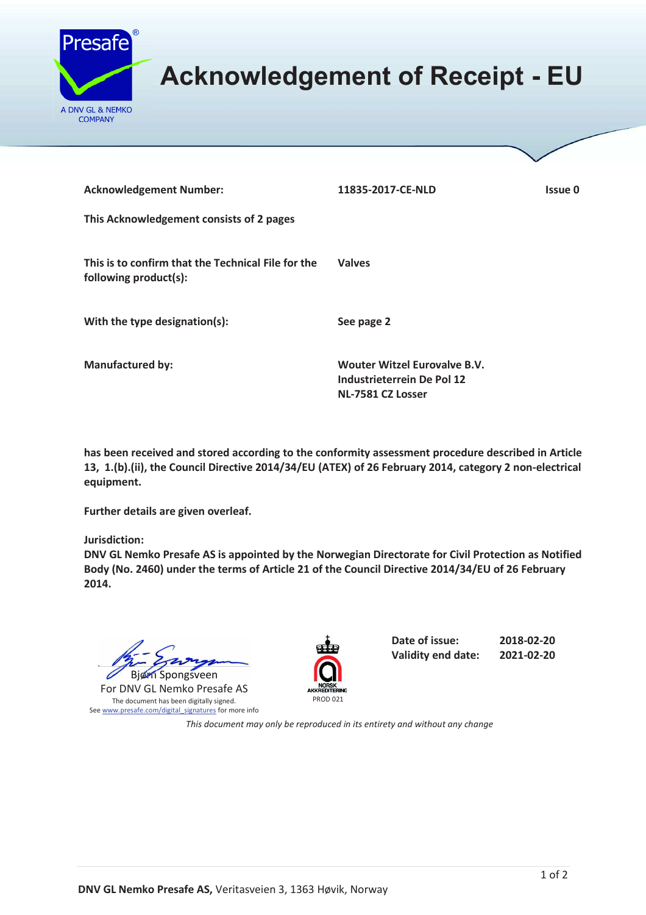# Acknowledgement of Receipt - EU

Presafe®
A DNV GL & NEMKO COMPANY

| | | |
|---|---|---|
| **Acknowledgement Number:** | **11835-2017-CE-NLD** | **Issue 0** |

**This Acknowledgement consists of 2 pages**

| | |
|---|---|
| **This is to confirm that the Technical File for the following product(s):** | **Valves** |
| **With the type designation(s):** | **See page 2** |
| **Manufactured by:** | **Wouter Witzel Eurovalve B.V.**<br>**Industrieterrein De Pol 12**<br>**NL-7581 CZ Losser** |

**has been received and stored according to the conformity assessment procedure described in Article 13, 1.(b).(ii), the Council Directive 2014/34/EU (ATEX) of 26 February 2014, category 2 non-electrical equipment.**

**Further details are given overleaf.**

**Jurisdiction:**
**DNV GL Nemko Presafe AS is appointed by the Norwegian Directorate for Civil Protection as Notified Body (No. 2460) under the terms of Article 21 of the Council Directive 2014/34/EU of 26 February 2014.**

Bjørn Spongsveen
For DNV GL Nemko Presafe AS
The document has been digitally signed.
See www.presafe.com/digital_signatures for more info

NORSK AKKREDITERING
PROD 021

| | |
|---|---|
| **Date of issue:** | **2018-02-20** |
| **Validity end date:** | **2021-02-20** |

*This document may only be reproduced in its entirety and without any change*

**DNV GL Nemko Presafe AS,** Veritasveien 3, 1363 Høvik, Norway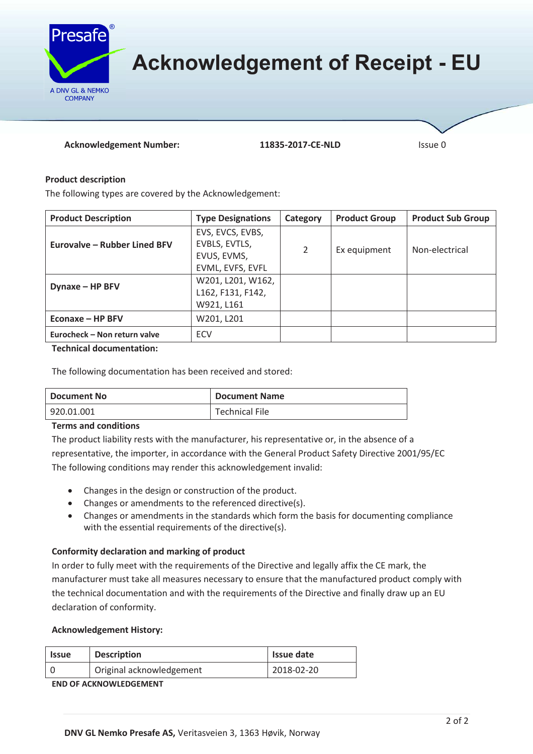Presafe®

A DNV GL & NEMKO COMPANY

# Acknowledgement of Receipt - EU

**Acknowledgement Number:** **11835-2017-CE-NLD** Issue 0

**Product description**

The following types are covered by the Acknowledgement:

| Product Description | Type Designations | Category | Product Group | Product Sub Group |
|---|---|---|---|---|
| **Eurovalve – Rubber Lined BFV** | EVS, EVCS, EVBS, EVBLS, EVTLS, EVUS, EVMS, EVML, EVFS, EVFL | 2 | Ex equipment | Non-electrical |
| **Dynaxe – HP BFV** | W201, L201, W162, L162, F131, F142, W921, L161 | | | |
| **Econaxe – HP BFV** | W201, L201 | | | |
| **Eurocheck – Non return valve** | ECV | | | |

**Technical documentation:**

The following documentation has been received and stored:

| Document No | Document Name |
|---|---|
| 920.01.001 | Technical File |

**Terms and conditions**

The product liability rests with the manufacturer, his representative or, in the absence of a representative, the importer, in accordance with the General Product Safety Directive 2001/95/EC
The following conditions may render this acknowledgement invalid:

- Changes in the design or construction of the product.
- Changes or amendments to the referenced directive(s).
- Changes or amendments in the standards which form the basis for documenting compliance with the essential requirements of the directive(s).

**Conformity declaration and marking of product**

In order to fully meet with the requirements of the Directive and legally affix the CE mark, the manufacturer must take all measures necessary to ensure that the manufactured product comply with the technical documentation and with the requirements of the Directive and finally draw up an EU declaration of conformity.

**Acknowledgement History:**

| Issue | Description | Issue date |
|---|---|---|
| 0 | Original acknowledgement | 2018-02-20 |

**END OF ACKNOWLEDGEMENT**

**DNV GL Nemko Presafe AS,** Veritasveien 3, 1363 Høvik, Norway